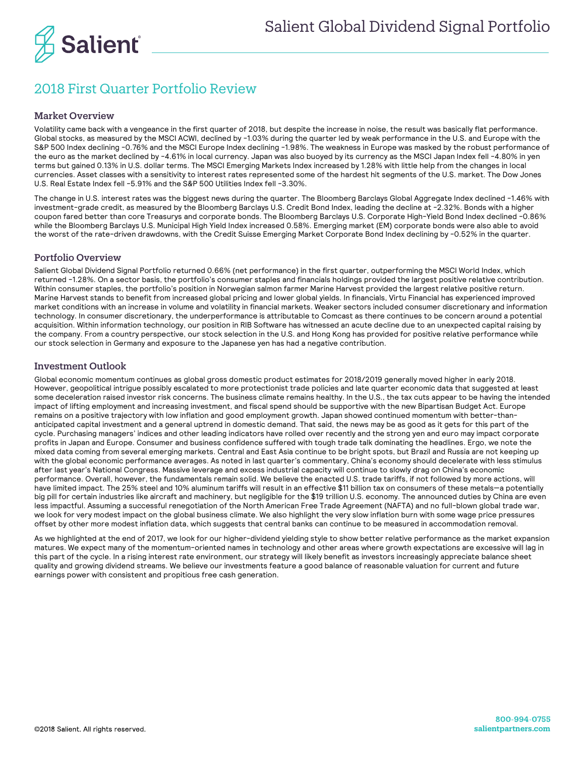# Salient Global Dividend Signal Portfolio

## 2018 First Quarter Portfolio Review

### Market Overview

Volatility came back with a vengeance in the first quarter of 2018, but despite the increase in noise, the result was basically flat performance. Global stocks, as measured by the MSCI ACWI, declined by -1.03% during the quarter led by weak performance in the U.S. and Europe with the S&P 500 Index declining -0.76% and the MSCI Europe Index declining -1.98%. The weakness in Europe was masked by the robust performance of the euro as the market declined by -4.61% in local currency. Japan was also buoyed by its currency as the MSCI Japan Index fell -4.80% in yen terms but gained 0.13% in U.S. dollar terms. The MSCI Emerging Markets Index increased by 1.28% with little help from the changes in local currencies. Asset classes with a sensitivity to interest rates represented some of the hardest hit segments of the U.S. market. The Dow Jones U.S. Real Estate Index fell -5.91% and the S&P 500 Utilities Index fell -3.30%.

The change in U.S. interest rates was the biggest news during the quarter. The Bloomberg Barclays Global Aggregate Index declined -1.46% with investment-grade credit, as measured by the Bloomberg Barclays U.S. Credit Bond Index, leading the decline at -2.32%. Bonds with a higher coupon fared better than core Treasurys and corporate bonds. The Bloomberg Barclays U.S. Corporate High-Yield Bond Index declined -0.86% while the Bloomberg Barclays U.S. Municipal High Yield Index increased 0.58%. Emerging market (EM) corporate bonds were also able to avoid the worst of the rate-driven drawdowns, with the Credit Suisse Emerging Market Corporate Bond Index declining by -0.52% in the quarter.

### Portfolio Overview

Salient Global Dividend Signal Portfolio returned 0.66% (net performance) in the first quarter, outperforming the MSCI World Index, which returned -1.28%. On a sector basis, the portfolio's consumer staples and financials holdings provided the largest positive relative contribution. Within consumer staples, the portfolio's position in Norwegian salmon farmer Marine Harvest provided the largest relative positive return. Marine Harvest stands to benefit from increased global pricing and lower global yields. In financials, Virtu Financial has experienced improved market conditions with an increase in volume and volatility in financial markets. Weaker sectors included consumer discretionary and information technology. In consumer discretionary, the underperformance is attributable to Comcast as there continues to be concern around a potential acquisition. Within information technology, our position in RIB Software has witnessed an acute decline due to an unexpected capital raising by the company. From a country perspective, our stock selection in the U.S. and Hong Kong has provided for positive relative performance while our stock selection in Germany and exposure to the Japanese yen has had a negative contribution.

### Investment Outlook

Global economic momentum continues as global gross domestic product estimates for 2018/2019 generally moved higher in early 2018. However, geopolitical intrigue possibly escalated to more protectionist trade policies and late quarter economic data that suggested at least some deceleration raised investor risk concerns. The business climate remains healthy. In the U.S., the tax cuts appear to be having the intended impact of lifting employment and increasing investment, and fiscal spend should be supportive with the new Bipartisan Budget Act. Europe remains on a positive trajectory with low inflation and good employment growth. Japan showed continued momentum with better-than-anticipated capital investment and a general uptrend in domestic demand. That said, the news may be as good as it gets for this part of the cycle. Purchasing managers' indices and other leading indicators have rolled over recently and the strong yen and euro may impact corporate profits in Japan and Europe. Consumer and business confidence suffered with tough trade talk dominating the headlines. Ergo, we note the mixed data coming from several emerging markets. Central and East Asia continue to be bright spots, but Brazil and Russia are not keeping up with the global economic performance averages. As noted in last quarter's commentary, China's economy should decelerate with less stimulus after last year's National Congress. Massive leverage and excess industrial capacity will continue to slowly drag on China's economic performance. Overall, however, the fundamentals remain solid. We believe the enacted U.S. trade tariffs, if not followed by more actions, will have limited impact. The 25% steel and 10% aluminum tariffs will result in an effective $11 billion tax on consumers of these metals—a potentially big pill for certain industries like aircraft and machinery, but negligible for the $19 trillion U.S. economy. The announced duties by China are even less impactful. Assuming a successful renegotiation of the North American Free Trade Agreement (NAFTA) and no full-blown global trade war, we look for very modest impact on the global business climate. We also highlight the very slow inflation burn with some wage price pressures offset by other more modest inflation data, which suggests that central banks can continue to be measured in accommodation removal.

As we highlighted at the end of 2017, we look for our higher-dividend yielding style to show better relative performance as the market expansion matures. We expect many of the momentum-oriented names in technology and other areas where growth expectations are excessive will lag in this part of the cycle. In a rising interest rate environment, our strategy will likely benefit as investors increasingly appreciate balance sheet quality and growing dividend streams. We believe our investments feature a good balance of reasonable valuation for current and future earnings power with consistent and propitious free cash generation.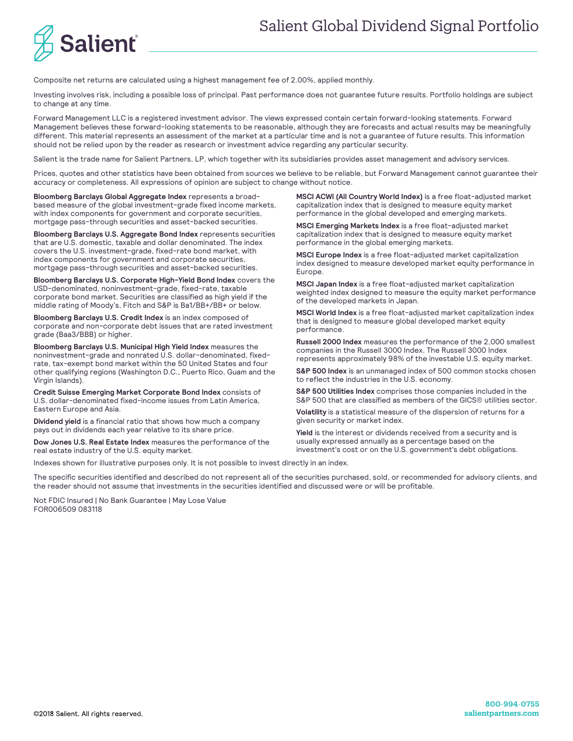Composite net returns are calculated using a highest management fee of 2.00%, applied monthly.

Investing involves risk, including a possible loss of principal. Past performance does not guarantee future results. Portfolio holdings are subject to change at any time.

Forward Management LLC is a registered investment advisor. The views expressed contain certain forward-looking statements. Forward Management believes these forward-looking statements to be reasonable, although they are forecasts and actual results may be meaningfully different. This material represents an assessment of the market at a particular time and is not a guarantee of future results. This information should not be relied upon by the reader as research or investment advice regarding any particular security.

Salient is the trade name for Salient Partners, LP, which together with its subsidiaries provides asset management and advisory services.

Prices, quotes and other statistics have been obtained from sources we believe to be reliable, but Forward Management cannot guarantee their accuracy or completeness. All expressions of opinion are subject to change without notice.

**Bloomberg Barclays Global Aggregate Index** represents a broad-based measure of the global investment-grade fixed income markets, with index components for government and corporate securities, mortgage pass-through securities and asset-backed securities.

**Bloomberg Barclays U.S. Aggregate Bond Index** represents securities that are U.S. domestic, taxable and dollar denominated. The index covers the U.S. investment-grade, fixed-rate bond market, with index components for government and corporate securities, mortgage pass-through securities and asset-backed securities.

**Bloomberg Barclays U.S. Corporate High-Yield Bond Index** covers the USD-denominated, noninvestment-grade, fixed-rate, taxable corporate bond market. Securities are classified as high yield if the middle rating of Moody's, Fitch and S&P is Ba1/BB+/BB+ or below.

**Bloomberg Barclays U.S. Credit Index** is an index composed of corporate and non-corporate debt issues that are rated investment grade (Baa3/BBB) or higher.

**Bloomberg Barclays U.S. Municipal High Yield Index** measures the noninvestment-grade and nonrated U.S. dollar-denominated, fixed-rate, tax-exempt bond market within the 50 United States and four other qualifying regions (Washington D.C., Puerto Rico, Guam and the Virgin Islands).

**Credit Suisse Emerging Market Corporate Bond Index** consists of U.S. dollar-denominated fixed-income issues from Latin America, Eastern Europe and Asia.

**Dividend yield** is a financial ratio that shows how much a company pays out in dividends each year relative to its share price.

**Dow Jones U.S. Real Estate Index** measures the performance of the real estate industry of the U.S. equity market.

**MSCI ACWI (All Country World Index)** is a free float-adjusted market capitalization index that is designed to measure equity market performance in the global developed and emerging markets.

**MSCI Emerging Markets Index** is a free float-adjusted market capitalization index that is designed to measure equity market performance in the global emerging markets.

**MSCI Europe Index** is a free float-adjusted market capitalization index designed to measure developed market equity performance in Europe.

**MSCI Japan Index** is a free float-adjusted market capitalization weighted index designed to measure the equity market performance of the developed markets in Japan.

**MSCI World Index** is a free float-adjusted market capitalization index that is designed to measure global developed market equity performance.

**Russell 2000 Index** measures the performance of the 2,000 smallest companies in the Russell 3000 Index. The Russell 3000 Index represents approximately 98% of the investable U.S. equity market.

**S&P 500 Index** is an unmanaged index of 500 common stocks chosen to reflect the industries in the U.S. economy.

**S&P 500 Utilities Index** comprises those companies included in the S&P 500 that are classified as members of the GICS® utilities sector.

**Volatility** is a statistical measure of the dispersion of returns for a given security or market index.

**Yield** is the interest or dividends received from a security and is usually expressed annually as a percentage based on the investment's cost or on the U.S. government's debt obligations.

Indexes shown for illustrative purposes only. It is not possible to invest directly in an index.

The specific securities identified and described do not represent all of the securities purchased, sold, or recommended for advisory clients, and the reader should not assume that investments in the securities identified and discussed were or will be profitable.

Not FDIC Insured | No Bank Guarantee | May Lose Value
FOR006509 083118

©2018 Salient. All rights reserved.

**800-994-0755**
**salientpartners.com**